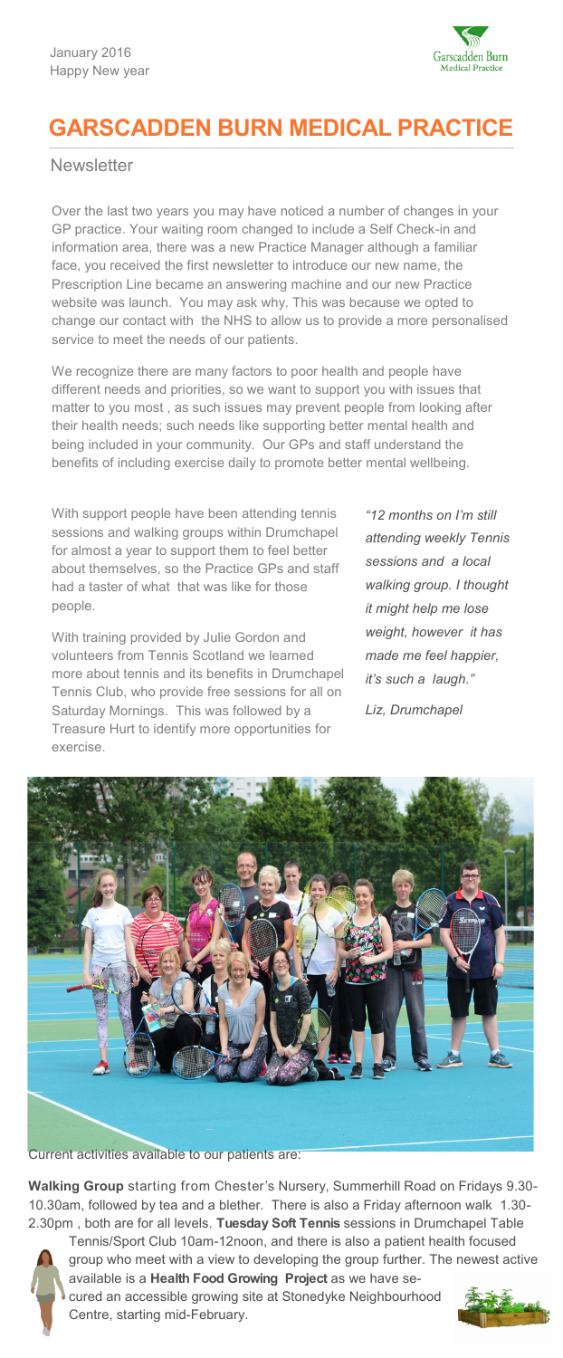January 2016
Happy New year

# GARSCADDEN BURN MEDICAL PRACTICE

## Newsletter

Over the last two years you may have noticed a number of changes in your GP practice. Your waiting room changed to include a Self Check-in and information area, there was a new Practice Manager although a familiar face, you received the first newsletter to introduce our new name, the Prescription Line became an answering machine and our new Practice website was launch. You may ask why. This was because we opted to change our contact with the NHS to allow us to provide a more personalised service to meet the needs of our patients.

We recognize there are many factors to poor health and people have different needs and priorities, so we want to support you with issues that matter to you most , as such issues may prevent people from looking after their health needs; such needs like supporting better mental health and being included in your community. Our GPs and staff understand the benefits of including exercise daily to promote better mental wellbeing.

With support people have been attending tennis sessions and walking groups within Drumchapel for almost a year to support them to feel better about themselves, so the Practice GPs and staff had a taster of what that was like for those people.

With training provided by Julie Gordon and volunteers from Tennis Scotland we learned more about tennis and its benefits in Drumchapel Tennis Club, who provide free sessions for all on Saturday Mornings. This was followed by a Treasure Hurt to identify more opportunities for exercise.

*"12 months on I'm still attending weekly Tennis sessions and a local walking group. I thought it might help me lose weight, however it has made me feel happier, it's such a laugh."*

*Liz, Drumchapel*

Current activities available to our patients are:

**Walking Group** starting from Chester's Nursery, Summerhill Road on Fridays 9.30-10.30am, followed by tea and a blether. There is also a Friday afternoon walk 1.30-2.30pm , both are for all levels. **Tuesday Soft Tennis** sessions in Drumchapel Table Tennis/Sport Club 10am-12noon, and there is also a patient health focused group who meet with a view to developing the group further. The newest active available is a **Health Food Growing Project** as we have secured an accessible growing site at Stonedyke Neighbourhood Centre, starting mid-February.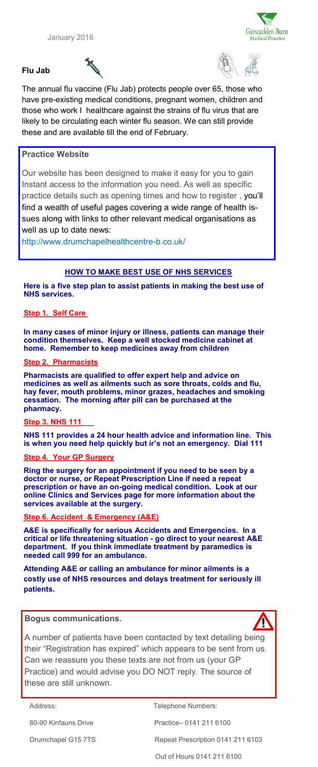January 2016

**Flu Jab**

The annual flu vaccine (Flu Jab) protects people over 65, those who have pre-existing medical conditions, pregnant women, children and those who work I healthcare against the strains of flu virus that are likely to be circulating each winter flu season. We can still provide these and are available till the end of February.

**Practice Website**

Our website has been designed to make it easy for you to gain Instant access to the information you need. As well as specific practice details such as opening times and how to register , you'll find a wealth of useful pages covering a wide range of health issues along with links to other relevant medical organisations as well as up to date news:

http://www.drumchapelhealthcentre-b.co.uk/

## HOW TO MAKE BEST USE OF NHS SERVICES

**Here is a five step plan to assist patients in making the best use of NHS services.**

**Step 1. Self Care**

**In many cases of minor injury or illness, patients can manage their condition themselves. Keep a well stocked medicine cabinet at home. Remember to keep medicines away from children**

**Step 2. Pharmacists**

**Pharmacists are qualified to offer expert help and advice on medicines as well as ailments such as sore throats, colds and flu, hay fever, mouth problems, minor grazes, headaches and smoking cessation. The morning after pill can be purchased at the pharmacy.**

**Step 3. NHS 111**

**NHS 111 provides a 24 hour health advice and information line. This is when you need help quickly but ir's not an emergency. Dial 111**

**Step 4. Your GP Surgery**

**Ring the surgery for an appointment if you need to be seen by a doctor or nurse, or Repeat Prescription Line if need a repeat prescription or have an on-going medical condition. Look at our online Clinics and Services page for more information about the services available at the surgery.**

**Step 6. Accident & Emergency (A&E)**

**A&E is specifically for serious Accidents and Emergencies. In a critical or life threatening situation - go direct to your nearest A&E department. If you think immediate treatment by paramedics is needed call 999 for an ambulance.**

**Attending A&E or calling an ambulance for minor ailments is a costly use of NHS resources and delays treatment for seriously ill patients.**

**Bogus communications.**

A number of patients have been contacted by text detailing being their "Registration has expired" which appears to be sent from us. Can we reassure you these texts are not from us (your GP Practice) and would advise you DO NOT reply. The source of these are still unknown.

| | |
|---|---|
| Address: | Telephone Numbers: |
| 80-90 Kinfauns Drive | Practice– 0141 211 6100 |
| Drumchapel G15 7TS | Repeat Prescription 0141 211 6103 |
| | Out of Hours 0141 211 6100 |